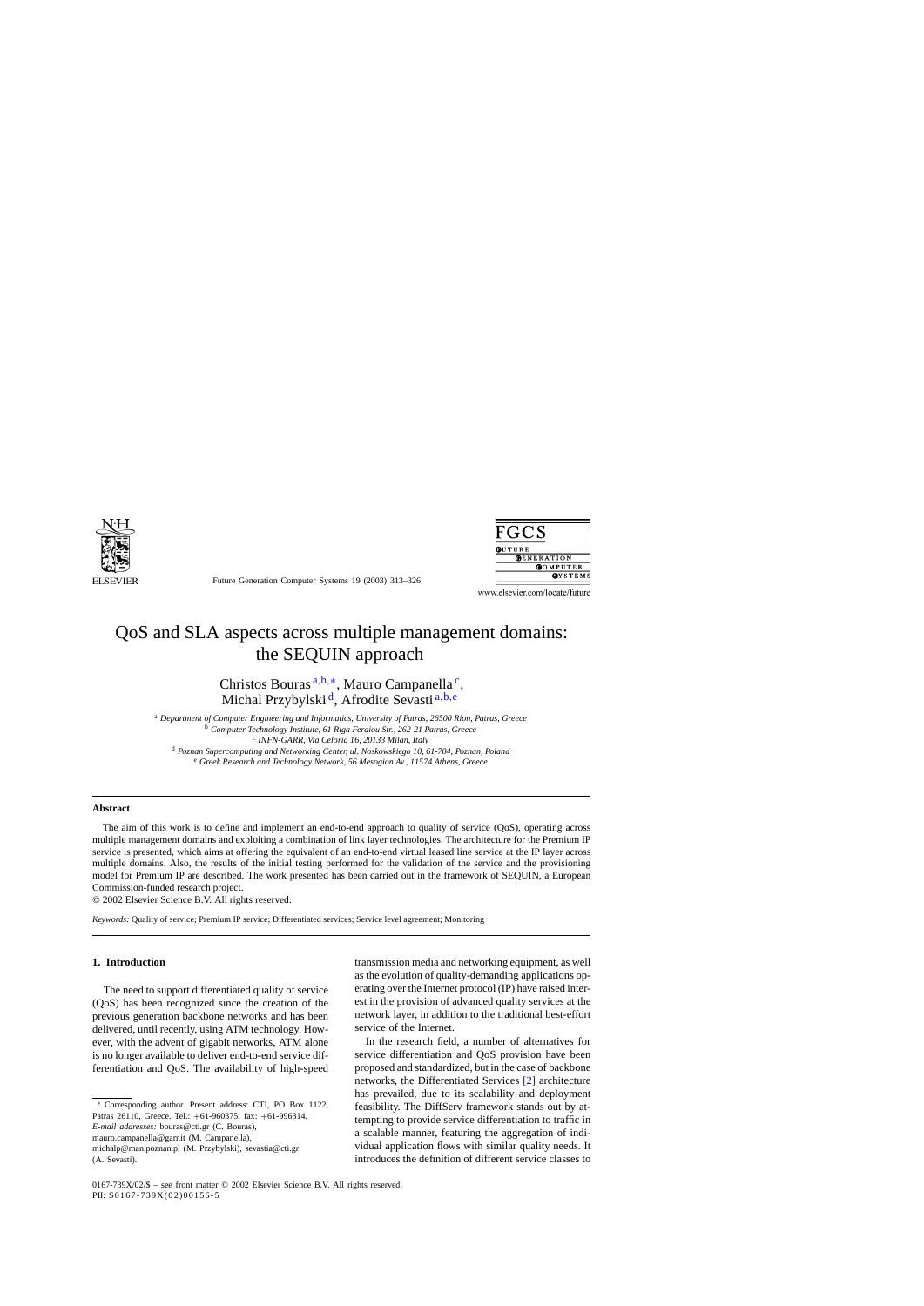# QoS and SLA aspects across multiple management domains: the SEQUIN approach

Christos Bouras [a,b,*], Mauro Campanella [c], Michal Przybylski [d], Afrodite Sevasti [a,b,e]

[a] *Department of Computer Engineering and Informatics, University of Patras, 26500 Rion, Patras, Greece*
[b] *Computer Technology Institute, 61 Riga Feraiou Str., 262-21 Patras, Greece*
[c] *INFN-GARR, Via Celoria 16, 20133 Milan, Italy*
[d] *Poznan Supercomputing and Networking Center, ul. Noskowskiego 10, 61-704, Poznan, Poland*
[e] *Greek Research and Technology Network, 56 Mesogion Av., 11574 Athens, Greece*

## Abstract

The aim of this work is to define and implement an end-to-end approach to quality of service (QoS), operating across multiple management domains and exploiting a combination of link layer technologies. The architecture for the Premium IP service is presented, which aims at offering the equivalent of an end-to-end virtual leased line service at the IP layer across multiple domains. Also, the results of the initial testing performed for the validation of the service and the provisioning model for Premium IP are described. The work presented has been carried out in the framework of SEQUIN, a European Commission-funded research project.

© 2002 Elsevier Science B.V. All rights reserved.

*Keywords:* Quality of service; Premium IP service; Differentiated services; Service level agreement; Monitoring

## 1. Introduction

The need to support differentiated quality of service (QoS) has been recognized since the creation of the previous generation backbone networks and has been delivered, until recently, using ATM technology. However, with the advent of gigabit networks, ATM alone is no longer available to deliver end-to-end service differentiation and QoS. The availability of high-speed transmission media and networking equipment, as well as the evolution of quality-demanding applications operating over the Internet protocol (IP) have raised interest in the provision of advanced quality services at the network layer, in addition to the traditional best-effort service of the Internet.

In the research field, a number of alternatives for service differentiation and QoS provision have been proposed and standardized, but in the case of backbone networks, the Differentiated Services [2] architecture has prevailed, due to its scalability and deployment feasibility. The DiffServ framework stands out by attempting to provide service differentiation to traffic in a scalable manner, featuring the aggregation of individual application flows with similar quality needs. It introduces the definition of different service classes to

* Corresponding author. Present address: CTI, PO Box 1122, Patras 26110, Greece. Tel.: +61-960375; fax: +61-996314.
*E-mail addresses:* bouras@cti.gr (C. Bouras), mauro.campanella@garr.it (M. Campanella), michalp@man.poznan.pl (M. Przybylski), sevastia@cti.gr (A. Sevasti).

0167-739X/02/$ – see front matter © 2002 Elsevier Science B.V. All rights reserved.
PII: S0167-739X(02)00156-5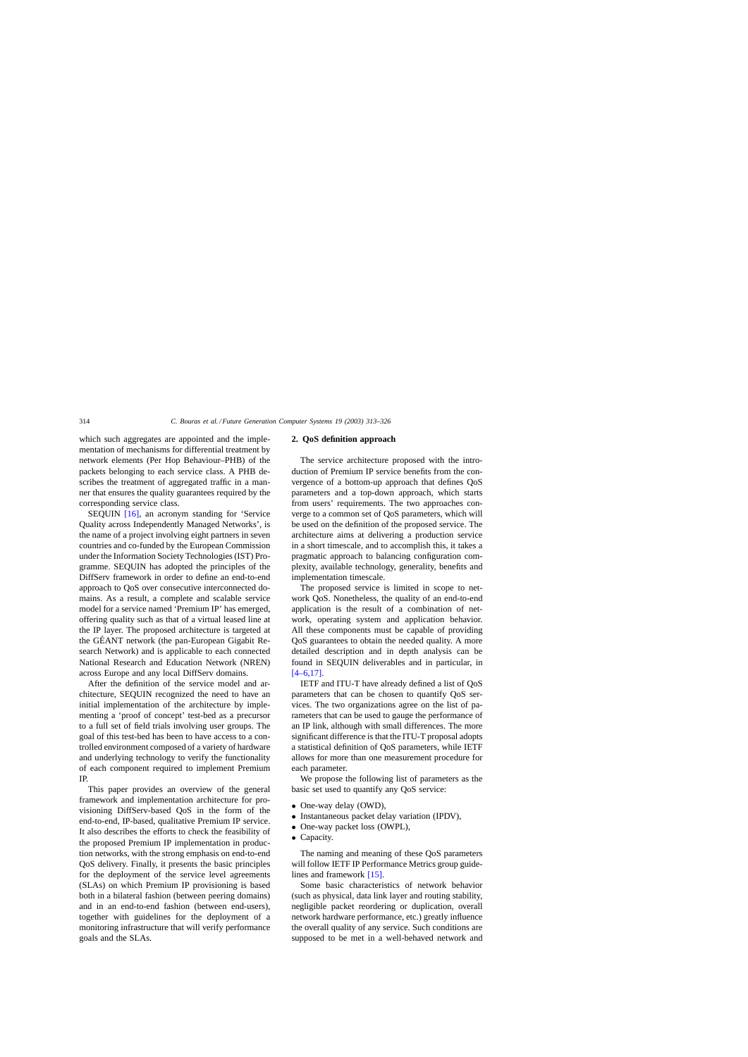which such aggregates are appointed and the implementation of mechanisms for differential treatment by network elements (Per Hop Behaviour–PHB) of the packets belonging to each service class. A PHB describes the treatment of aggregated traffic in a manner that ensures the quality guarantees required by the corresponding service class.

SEQUIN [16], an acronym standing for 'Service Quality across Independently Managed Networks', is the name of a project involving eight partners in seven countries and co-funded by the European Commission under the Information Society Technologies (IST) Programme. SEQUIN has adopted the principles of the DiffServ framework in order to define an end-to-end approach to QoS over consecutive interconnected domains. As a result, a complete and scalable service model for a service named 'Premium IP' has emerged, offering quality such as that of a virtual leased line at the IP layer. The proposed architecture is targeted at the GÉANT network (the pan-European Gigabit Research Network) and is applicable to each connected National Research and Education Network (NREN) across Europe and any local DiffServ domains.

After the definition of the service model and architecture, SEQUIN recognized the need to have an initial implementation of the architecture by implementing a 'proof of concept' test-bed as a precursor to a full set of field trials involving user groups. The goal of this test-bed has been to have access to a controlled environment composed of a variety of hardware and underlying technology to verify the functionality of each component required to implement Premium IP.

This paper provides an overview of the general framework and implementation architecture for provisioning DiffServ-based QoS in the form of the end-to-end, IP-based, qualitative Premium IP service. It also describes the efforts to check the feasibility of the proposed Premium IP implementation in production networks, with the strong emphasis on end-to-end QoS delivery. Finally, it presents the basic principles for the deployment of the service level agreements (SLAs) on which Premium IP provisioning is based both in a bilateral fashion (between peering domains) and in an end-to-end fashion (between end-users), together with guidelines for the deployment of a monitoring infrastructure that will verify performance goals and the SLAs.

## 2. QoS definition approach

The service architecture proposed with the introduction of Premium IP service benefits from the convergence of a bottom-up approach that defines QoS parameters and a top-down approach, which starts from users' requirements. The two approaches converge to a common set of QoS parameters, which will be used on the definition of the proposed service. The architecture aims at delivering a production service in a short timescale, and to accomplish this, it takes a pragmatic approach to balancing configuration complexity, available technology, generality, benefits and implementation timescale.

The proposed service is limited in scope to network QoS. Nonetheless, the quality of an end-to-end application is the result of a combination of network, operating system and application behavior. All these components must be capable of providing QoS guarantees to obtain the needed quality. A more detailed description and in depth analysis can be found in SEQUIN deliverables and in particular, in [4–6,17].

IETF and ITU-T have already defined a list of QoS parameters that can be chosen to quantify QoS services. The two organizations agree on the list of parameters that can be used to gauge the performance of an IP link, although with small differences. The more significant difference is that the ITU-T proposal adopts a statistical definition of QoS parameters, while IETF allows for more than one measurement procedure for each parameter.

We propose the following list of parameters as the basic set used to quantify any QoS service:

- One-way delay (OWD),
- Instantaneous packet delay variation (IPDV),
- One-way packet loss (OWPL),
- Capacity.

The naming and meaning of these QoS parameters will follow IETF IP Performance Metrics group guidelines and framework [15].

Some basic characteristics of network behavior (such as physical, data link layer and routing stability, negligible packet reordering or duplication, overall network hardware performance, etc.) greatly influence the overall quality of any service. Such conditions are supposed to be met in a well-behaved network and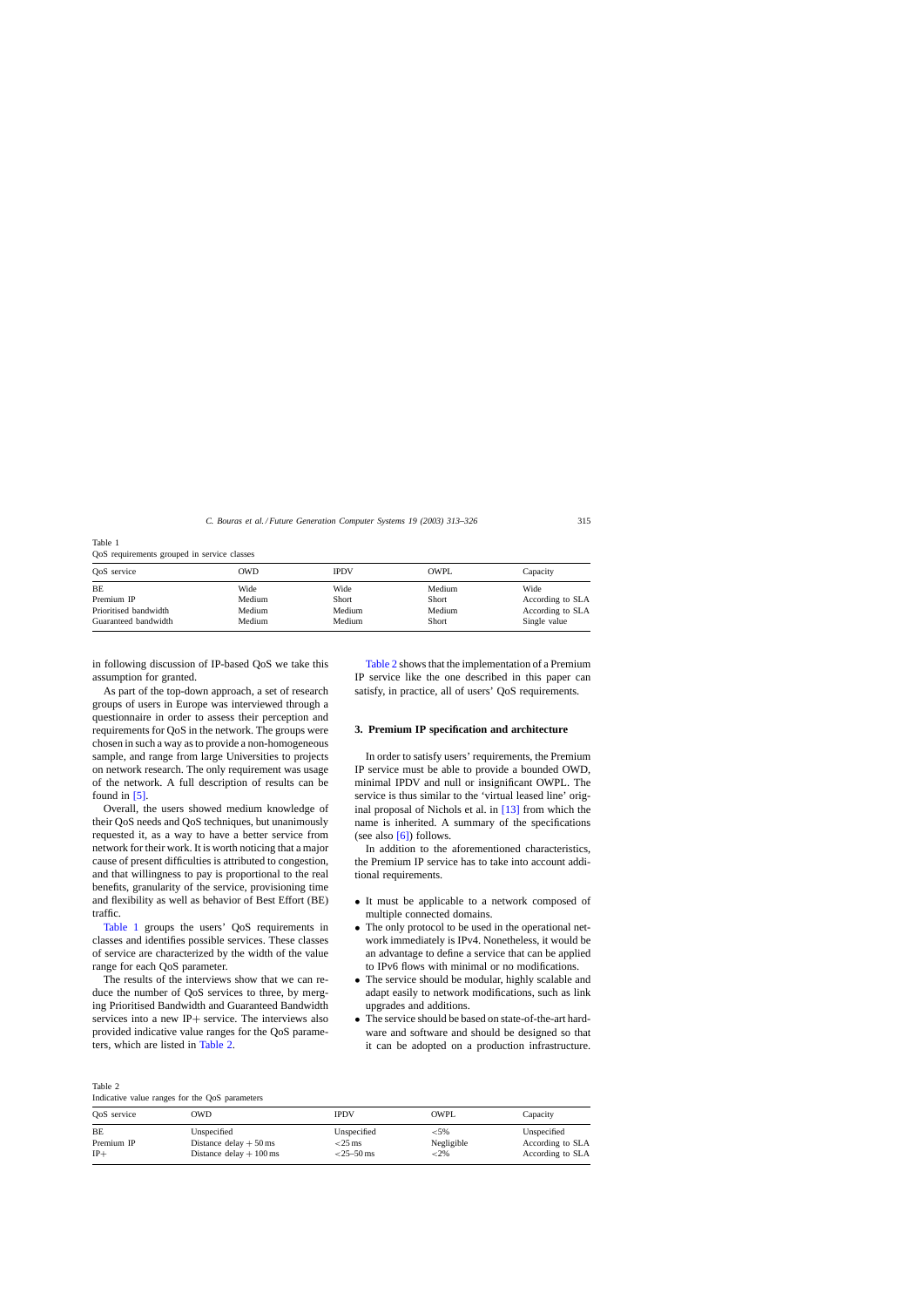Table 1
QoS requirements grouped in service classes

| QoS service | OWD | IPDV | OWPL | Capacity |
|---|---|---|---|---|
| BE | Wide | Wide | Medium | Wide |
| Premium IP | Medium | Short | Short | According to SLA |
| Prioritised bandwidth | Medium | Medium | Medium | According to SLA |
| Guaranteed bandwidth | Medium | Medium | Short | Single value |

in following discussion of IP-based QoS we take this assumption for granted.

As part of the top-down approach, a set of research groups of users in Europe was interviewed through a questionnaire in order to assess their perception and requirements for QoS in the network. The groups were chosen in such a way as to provide a non-homogeneous sample, and range from large Universities to projects on network research. The only requirement was usage of the network. A full description of results can be found in [5].

Overall, the users showed medium knowledge of their QoS needs and QoS techniques, but unanimously requested it, as a way to have a better service from network for their work. It is worth noticing that a major cause of present difficulties is attributed to congestion, and that willingness to pay is proportional to the real benefits, granularity of the service, provisioning time and flexibility as well as behavior of Best Effort (BE) traffic.

Table 1 groups the users' QoS requirements in classes and identifies possible services. These classes of service are characterized by the width of the value range for each QoS parameter.

The results of the interviews show that we can reduce the number of QoS services to three, by merging Prioritised Bandwidth and Guaranteed Bandwidth services into a new IP+ service. The interviews also provided indicative value ranges for the QoS parameters, which are listed in Table 2.

Table 2 shows that the implementation of a Premium IP service like the one described in this paper can satisfy, in practice, all of users' QoS requirements.

## 3. Premium IP specification and architecture

In order to satisfy users' requirements, the Premium IP service must be able to provide a bounded OWD, minimal IPDV and null or insignificant OWPL. The service is thus similar to the 'virtual leased line' original proposal of Nichols et al. in [13] from which the name is inherited. A summary of the specifications (see also [6]) follows.

In addition to the aforementioned characteristics, the Premium IP service has to take into account additional requirements.

- It must be applicable to a network composed of multiple connected domains.
- The only protocol to be used in the operational network immediately is IPv4. Nonetheless, it would be an advantage to define a service that can be applied to IPv6 flows with minimal or no modifications.
- The service should be modular, highly scalable and adapt easily to network modifications, such as link upgrades and additions.
- The service should be based on state-of-the-art hardware and software and should be designed so that it can be adopted on a production infrastructure.

Table 2
Indicative value ranges for the QoS parameters

| QoS service | OWD | IPDV | OWPL | Capacity |
|---|---|---|---|---|
| BE | Unspecified | Unspecified | <5% | Unspecified |
| Premium IP | Distance delay + 50 ms | <25 ms | Negligible | According to SLA |
| IP+ | Distance delay + 100 ms | <25–50 ms | <2% | According to SLA |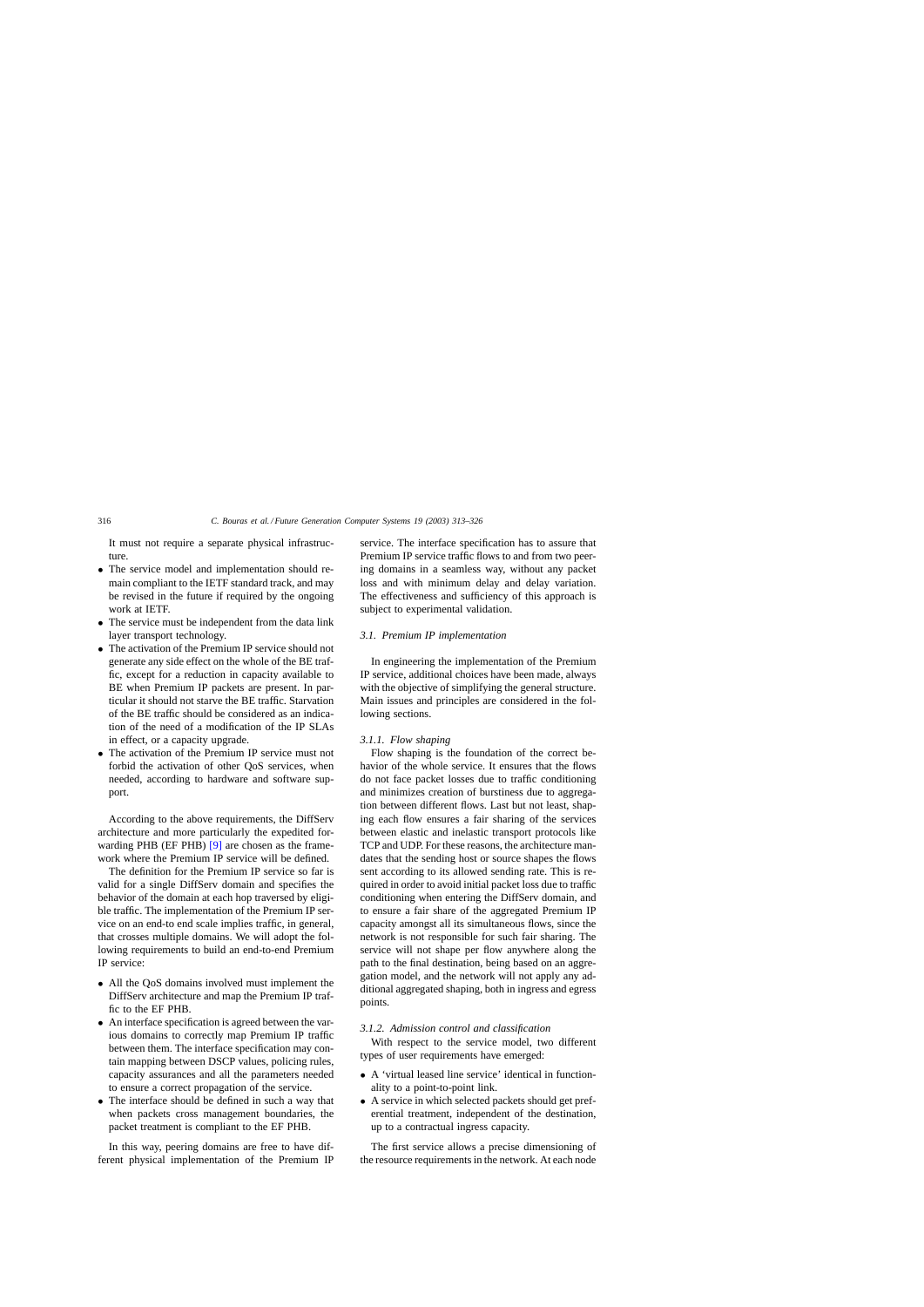It must not require a separate physical infrastructure.

- The service model and implementation should remain compliant to the IETF standard track, and may be revised in the future if required by the ongoing work at IETF.
- The service must be independent from the data link layer transport technology.
- The activation of the Premium IP service should not generate any side effect on the whole of the BE traffic, except for a reduction in capacity available to BE when Premium IP packets are present. In particular it should not starve the BE traffic. Starvation of the BE traffic should be considered as an indication of the need of a modification of the IP SLAs in effect, or a capacity upgrade.
- The activation of the Premium IP service must not forbid the activation of other QoS services, when needed, according to hardware and software support.

According to the above requirements, the DiffServ architecture and more particularly the expedited forwarding PHB (EF PHB) [9] are chosen as the framework where the Premium IP service will be defined.

The definition for the Premium IP service so far is valid for a single DiffServ domain and specifies the behavior of the domain at each hop traversed by eligible traffic. The implementation of the Premium IP service on an end-to end scale implies traffic, in general, that crosses multiple domains. We will adopt the following requirements to build an end-to-end Premium IP service:

- All the QoS domains involved must implement the DiffServ architecture and map the Premium IP traffic to the EF PHB.
- An interface specification is agreed between the various domains to correctly map Premium IP traffic between them. The interface specification may contain mapping between DSCP values, policing rules, capacity assurances and all the parameters needed to ensure a correct propagation of the service.
- The interface should be defined in such a way that when packets cross management boundaries, the packet treatment is compliant to the EF PHB.

In this way, peering domains are free to have different physical implementation of the Premium IP service. The interface specification has to assure that Premium IP service traffic flows to and from two peering domains in a seamless way, without any packet loss and with minimum delay and delay variation. The effectiveness and sufficiency of this approach is subject to experimental validation.

### *3.1. Premium IP implementation*

In engineering the implementation of the Premium IP service, additional choices have been made, always with the objective of simplifying the general structure. Main issues and principles are considered in the following sections.

#### *3.1.1. Flow shaping*

Flow shaping is the foundation of the correct behavior of the whole service. It ensures that the flows do not face packet losses due to traffic conditioning and minimizes creation of burstiness due to aggregation between different flows. Last but not least, shaping each flow ensures a fair sharing of the services between elastic and inelastic transport protocols like TCP and UDP. For these reasons, the architecture mandates that the sending host or source shapes the flows sent according to its allowed sending rate. This is required in order to avoid initial packet loss due to traffic conditioning when entering the DiffServ domain, and to ensure a fair share of the aggregated Premium IP capacity amongst all its simultaneous flows, since the network is not responsible for such fair sharing. The service will not shape per flow anywhere along the path to the final destination, being based on an aggregation model, and the network will not apply any additional aggregated shaping, both in ingress and egress points.

#### *3.1.2. Admission control and classification*

With respect to the service model, two different types of user requirements have emerged:

- A 'virtual leased line service' identical in functionality to a point-to-point link.
- A service in which selected packets should get preferential treatment, independent of the destination, up to a contractual ingress capacity.

The first service allows a precise dimensioning of the resource requirements in the network. At each node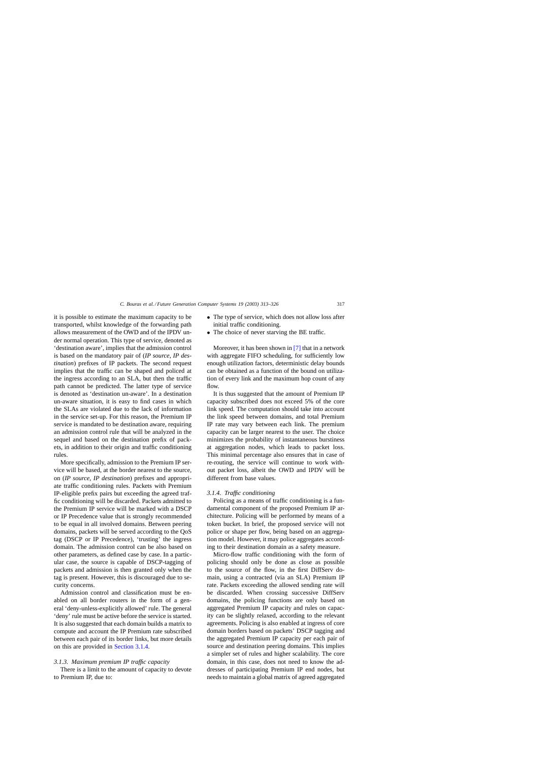it is possible to estimate the maximum capacity to be transported, whilst knowledge of the forwarding path allows measurement of the OWD and of the IPDV under normal operation. This type of service, denoted as 'destination aware', implies that the admission control is based on the mandatory pair of (*IP source*, *IP destination*) prefixes of IP packets. The second request implies that the traffic can be shaped and policed at the ingress according to an SLA, but then the traffic path cannot be predicted. The latter type of service is denoted as 'destination un-aware'. In a destination un-aware situation, it is easy to find cases in which the SLAs are violated due to the lack of information in the service set-up. For this reason, the Premium IP service is mandated to be destination aware, requiring an admission control rule that will be analyzed in the sequel and based on the destination prefix of packets, in addition to their origin and traffic conditioning rules.

More specifically, admission to the Premium IP service will be based, at the border nearest to the source, on (*IP source*, *IP destination*) prefixes and appropriate traffic conditioning rules. Packets with Premium IP-eligible prefix pairs but exceeding the agreed traffic conditioning will be discarded. Packets admitted to the Premium IP service will be marked with a DSCP or IP Precedence value that is strongly recommended to be equal in all involved domains. Between peering domains, packets will be served according to the QoS tag (DSCP or IP Precedence), 'trusting' the ingress domain. The admission control can be also based on other parameters, as defined case by case. In a particular case, the source is capable of DSCP-tagging of packets and admission is then granted only when the tag is present. However, this is discouraged due to security concerns.

Admission control and classification must be enabled on all border routers in the form of a general 'deny-unless-explicitly allowed' rule. The general 'deny' rule must be active before the service is started. It is also suggested that each domain builds a matrix to compute and account the IP Premium rate subscribed between each pair of its border links, but more details on this are provided in Section 3.1.4.

### 3.1.3. Maximum premium IP traffic capacity

There is a limit to the amount of capacity to devote to Premium IP, due to:

- The type of service, which does not allow loss after initial traffic conditioning.
- The choice of never starving the BE traffic.

Moreover, it has been shown in [7] that in a network with aggregate FIFO scheduling, for sufficiently low enough utilization factors, deterministic delay bounds can be obtained as a function of the bound on utilization of every link and the maximum hop count of any flow.

It is thus suggested that the amount of Premium IP capacity subscribed does not exceed 5% of the core link speed. The computation should take into account the link speed between domains, and total Premium IP rate may vary between each link. The premium capacity can be larger nearest to the user. The choice minimizes the probability of instantaneous burstiness at aggregation nodes, which leads to packet loss. This minimal percentage also ensures that in case of re-routing, the service will continue to work without packet loss, albeit the OWD and IPDV will be different from base values.

### 3.1.4. Traffic conditioning

Policing as a means of traffic conditioning is a fundamental component of the proposed Premium IP architecture. Policing will be performed by means of a token bucket. In brief, the proposed service will not police or shape per flow, being based on an aggregation model. However, it may police aggregates according to their destination domain as a safety measure.

Micro-flow traffic conditioning with the form of policing should only be done as close as possible to the source of the flow, in the first DiffServ domain, using a contracted (via an SLA) Premium IP rate. Packets exceeding the allowed sending rate will be discarded. When crossing successive DiffServ domains, the policing functions are only based on aggregated Premium IP capacity and rules on capacity can be slightly relaxed, according to the relevant agreements. Policing is also enabled at ingress of core domain borders based on packets' DSCP tagging and the aggregated Premium IP capacity per each pair of source and destination peering domains. This implies a simpler set of rules and higher scalability. The core domain, in this case, does not need to know the addresses of participating Premium IP end nodes, but needs to maintain a global matrix of agreed aggregated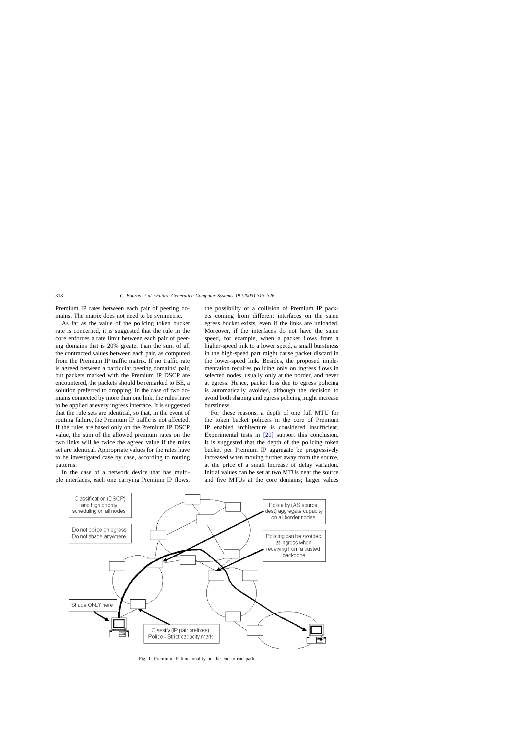Premium IP rates between each pair of peering domains. The matrix does not need to be symmetric.

As far as the value of the policing token bucket rate is concerned, it is suggested that the rule in the core enforces a rate limit between each pair of peering domains that is 20% greater than the sum of all the contracted values between each pair, as computed from the Premium IP traffic matrix. If no traffic rate is agreed between a particular peering domains' pair, but packets marked with the Premium IP DSCP are encountered, the packets should be remarked to BE, a solution preferred to dropping. In the case of two domains connected by more than one link, the rules have to be applied at every ingress interface. It is suggested that the rule sets are identical, so that, in the event of routing failure, the Premium IP traffic is not affected. If the rules are based only on the Premium IP DSCP value, the sum of the allowed premium rates on the two links will be twice the agreed value if the rules set are identical. Appropriate values for the rates have to be investigated case by case, according to routing patterns.

In the case of a network device that has multiple interfaces, each one carrying Premium IP flows, the possibility of a collision of Premium IP packets coming from different interfaces on the same egress bucket exists, even if the links are unloaded. Moreover, if the interfaces do not have the same speed, for example, when a packet flows from a higher-speed link to a lower speed, a small burstiness in the high-speed part might cause packet discard in the lower-speed link. Besides, the proposed implementation requires policing only on ingress flows in selected nodes, usually only at the border, and never at egress. Hence, packet loss due to egress policing is automatically avoided, although the decision to avoid both shaping and egress policing might increase burstiness.

For these reasons, a depth of one full MTU for the token bucket policers in the core of Premium IP enabled architecture is considered insufficient. Experimental tests in [20] support this conclusion. It is suggested that the depth of the policing token bucket per Premium IP aggregate be progressively increased when moving further away from the source, at the price of a small increase of delay variation. Initial values can be set at two MTUs near the source and five MTUs at the core domains; larger values

Classification (DSCP) and high priority scheduling on all nodes

Do not police on egress
Do not shape anywhere

Police by (AS source, dest) aggregate capacity on all border nodes

Policing can be avoided at ingress when receiving from a trusted backbone

Shape ONLY here

Classify (IP pair prefixes)
Police - Strict capacity mark

Fig. 1. Premium IP functionality on the end-to-end path.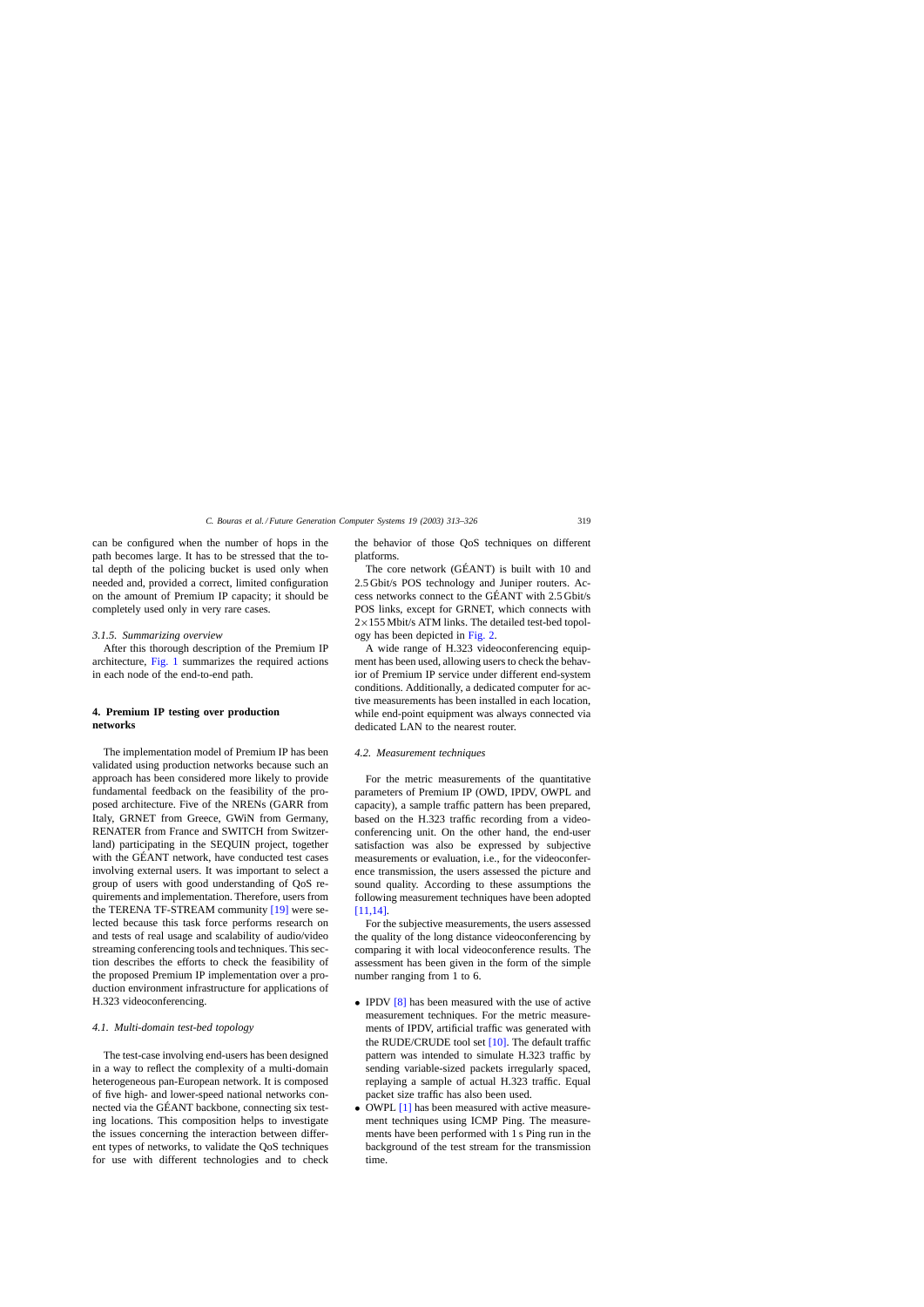can be configured when the number of hops in the path becomes large. It has to be stressed that the total depth of the policing bucket is used only when needed and, provided a correct, limited configuration on the amount of Premium IP capacity; it should be completely used only in very rare cases.

#### 3.1.5. Summarizing overview

After this thorough description of the Premium IP architecture, Fig. 1 summarizes the required actions in each node of the end-to-end path.

## 4. Premium IP testing over production networks

The implementation model of Premium IP has been validated using production networks because such an approach has been considered more likely to provide fundamental feedback on the feasibility of the proposed architecture. Five of the NRENs (GARR from Italy, GRNET from Greece, GWiN from Germany, RENATER from France and SWITCH from Switzerland) participating in the SEQUIN project, together with the GÉANT network, have conducted test cases involving external users. It was important to select a group of users with good understanding of QoS requirements and implementation. Therefore, users from the TERENA TF-STREAM community [19] were selected because this task force performs research on and tests of real usage and scalability of audio/video streaming conferencing tools and techniques. This section describes the efforts to check the feasibility of the proposed Premium IP implementation over a production environment infrastructure for applications of H.323 videoconferencing.

### 4.1. Multi-domain test-bed topology

The test-case involving end-users has been designed in a way to reflect the complexity of a multi-domain heterogeneous pan-European network. It is composed of five high- and lower-speed national networks connected via the GÉANT backbone, connecting six testing locations. This composition helps to investigate the issues concerning the interaction between different types of networks, to validate the QoS techniques for use with different technologies and to check the behavior of those QoS techniques on different platforms.

The core network (GÉANT) is built with 10 and 2.5 Gbit/s POS technology and Juniper routers. Access networks connect to the GÉANT with 2.5 Gbit/s POS links, except for GRNET, which connects with $2\times155$ Mbit/s ATM links. The detailed test-bed topology has been depicted in Fig. 2.

A wide range of H.323 videoconferencing equipment has been used, allowing users to check the behavior of Premium IP service under different end-system conditions. Additionally, a dedicated computer for active measurements has been installed in each location, while end-point equipment was always connected via dedicated LAN to the nearest router.

### 4.2. Measurement techniques

For the metric measurements of the quantitative parameters of Premium IP (OWD, IPDV, OWPL and capacity), a sample traffic pattern has been prepared, based on the H.323 traffic recording from a videoconferencing unit. On the other hand, the end-user satisfaction was also be expressed by subjective measurements or evaluation, i.e., for the videoconference transmission, the users assessed the picture and sound quality. According to these assumptions the following measurement techniques have been adopted [11,14].

For the subjective measurements, the users assessed the quality of the long distance videoconferencing by comparing it with local videoconference results. The assessment has been given in the form of the simple number ranging from 1 to 6.

- IPDV [8] has been measured with the use of active measurement techniques. For the metric measurements of IPDV, artificial traffic was generated with the RUDE/CRUDE tool set [10]. The default traffic pattern was intended to simulate H.323 traffic by sending variable-sized packets irregularly spaced, replaying a sample of actual H.323 traffic. Equal packet size traffic has also been used.
- OWPL [1] has been measured with active measurement techniques using ICMP Ping. The measurements have been performed with 1 s Ping run in the background of the test stream for the transmission time.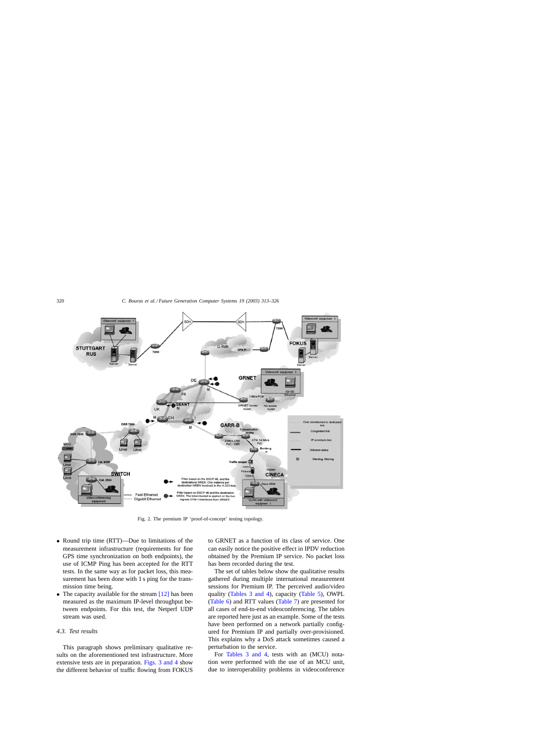Fig. 2. The premium IP 'proof-of-concept' testing topology.

- Round trip time (RTT)—Due to limitations of the measurement infrastructure (requirements for fine GPS time synchronization on both endpoints), the use of ICMP Ping has been accepted for the RTT tests. In the same way as for packet loss, this measurement has been done with 1 s ping for the transmission time being.
- The capacity available for the stream [12] has been measured as the maximum IP-level throughput between endpoints. For this test, the Netperf UDP stream was used.

### 4.3. Test results

This paragraph shows preliminary qualitative results on the aforementioned test infrastructure. More extensive tests are in preparation. Figs. 3 and 4 show the different behavior of traffic flowing from FOKUS to GRNET as a function of its class of service. One can easily notice the positive effect in IPDV reduction obtained by the Premium IP service. No packet loss has been recorded during the test.

The set of tables below show the qualitative results gathered during multiple international measurement sessions for Premium IP. The perceived audio/video quality (Tables 3 and 4), capacity (Table 5), OWPL (Table 6) and RTT values (Table 7) are presented for all cases of end-to-end videoconferencing. The tables are reported here just as an example. Some of the tests have been performed on a network partially configured for Premium IP and partially over-provisioned. This explains why a DoS attack sometimes caused a perturbation to the service.

For Tables 3 and 4, tests with an (MCU) notation were performed with the use of an MCU unit, due to interoperability problems in videoconference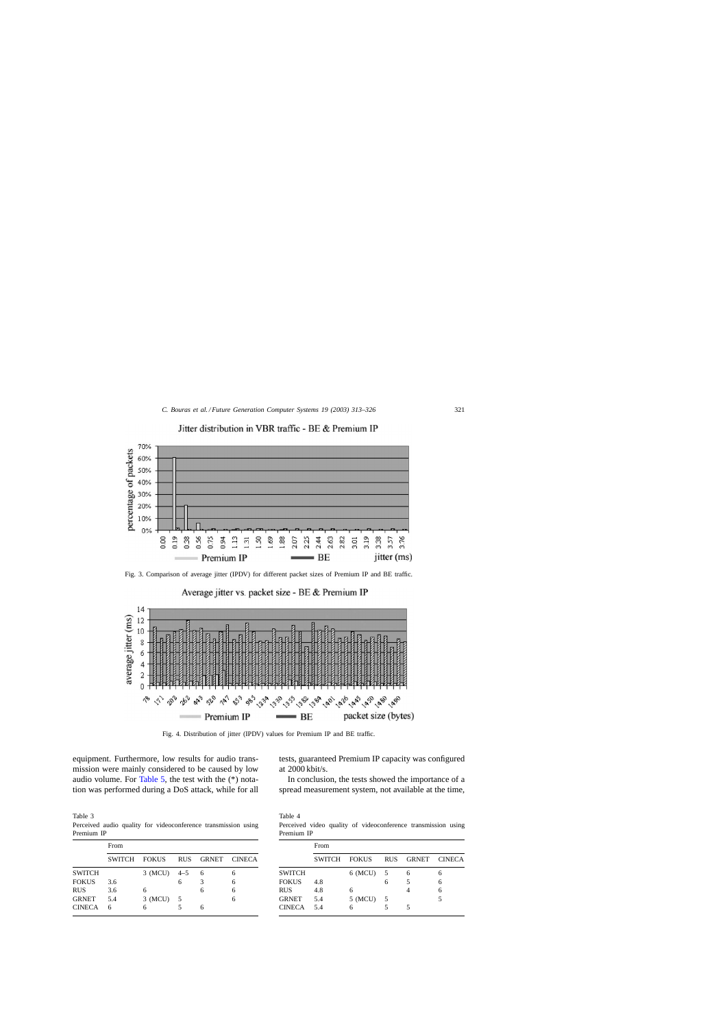Fig. 3. Comparison of average jitter (IPDV) for different packet sizes of Premium IP and BE traffic.

Fig. 4. Distribution of jitter (IPDV) values for Premium IP and BE traffic.

equipment. Furthermore, low results for audio transmission were mainly considered to be caused by low audio volume. For Table 5, the test with the (*) notation was performed during a DoS attack, while for all tests, guaranteed Premium IP capacity was configured at 2000 kbit/s.

In conclusion, the tests showed the importance of a spread measurement system, not available at the time,

Table 3
Perceived audio quality for videoconference transmission using Premium IP

| | From | | | | |
|---|---|---|---|---|---|
| | SWITCH | FOKUS | RUS | GRNET | CINECA |
| SWITCH | | 3 (MCU) | 4–5 | 6 | 6 |
| FOKUS | 3.6 | | 6 | 3 | 6 |
| RUS | 3.6 | 6 | | 6 | 6 |
| GRNET | 5.4 | 3 (MCU) | 5 | | 6 |
| CINECA | 6 | 6 | 5 | 6 | |

Table 4
Perceived video quality of videoconference transmission using Premium IP

| | From | | | | |
|---|---|---|---|---|---|
| | SWITCH | FOKUS | RUS | GRNET | CINECA |
| SWITCH | | 6 (MCU) | 5 | 6 | 6 |
| FOKUS | 4.8 | | 6 | 5 | 6 |
| RUS | 4.8 | 6 | | 4 | 6 |
| GRNET | 5.4 | 5 (MCU) | 5 | | 5 |
| CINECA | 5.4 | 6 | 5 | 5 | |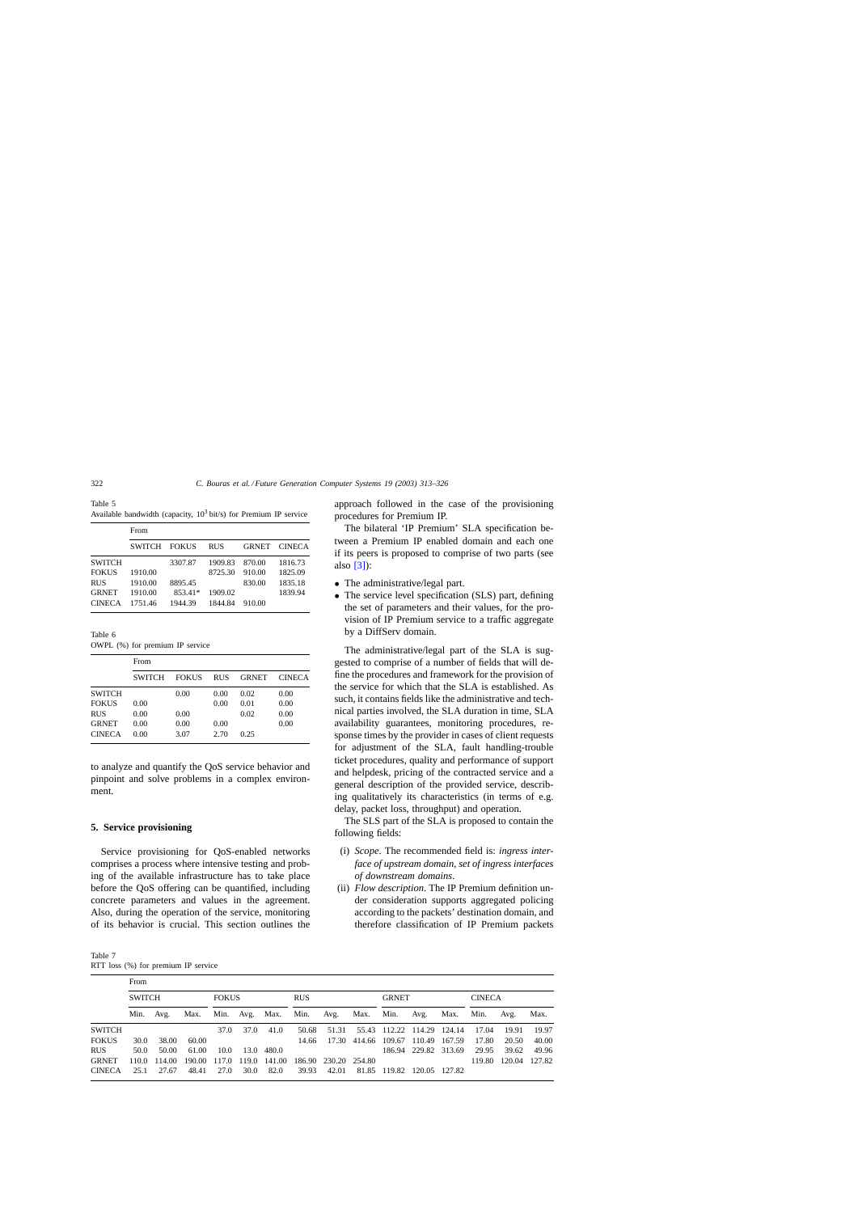Table 5
Available bandwidth (capacity, $10^3$ bit/s) for Premium IP service

| | From | | | | |
|---|---|---|---|---|---|
| | SWITCH | FOKUS | RUS | GRNET | CINECA |
| SWITCH | | 3307.87 | 1909.83 | 870.00 | 1816.73 |
| FOKUS | 1910.00 | | 8725.30 | 910.00 | 1825.09 |
| RUS | 1910.00 | 8895.45 | | 830.00 | 1835.18 |
| GRNET | 1910.00 | 853.41* | 1909.02 | | 1839.94 |
| CINECA | 1751.46 | 1944.39 | 1844.84 | 910.00 | |

Table 6
OWPL (%) for premium IP service

| | From | | | | |
|---|---|---|---|---|---|
| | SWITCH | FOKUS | RUS | GRNET | CINECA |
| SWITCH | | 0.00 | 0.00 | 0.02 | 0.00 |
| FOKUS | 0.00 | | 0.00 | 0.01 | 0.00 |
| RUS | 0.00 | 0.00 | | 0.02 | 0.00 |
| GRNET | 0.00 | 0.00 | 0.00 | | 0.00 |
| CINECA | 0.00 | 3.07 | 2.70 | 0.25 | |

to analyze and quantify the QoS service behavior and pinpoint and solve problems in a complex environment.

## 5. Service provisioning

Service provisioning for QoS-enabled networks comprises a process where intensive testing and probing of the available infrastructure has to take place before the QoS offering can be quantified, including concrete parameters and values in the agreement. Also, during the operation of the service, monitoring of its behavior is crucial. This section outlines the approach followed in the case of the provisioning procedures for Premium IP.

The bilateral 'IP Premium' SLA specification between a Premium IP enabled domain and each one if its peers is proposed to comprise of two parts (see also [3]):

- The administrative/legal part.
- The service level specification (SLS) part, defining the set of parameters and their values, for the provision of IP Premium service to a traffic aggregate by a DiffServ domain.

The administrative/legal part of the SLA is suggested to comprise of a number of fields that will define the procedures and framework for the provision of the service for which that the SLA is established. As such, it contains fields like the administrative and technical parties involved, the SLA duration in time, SLA availability guarantees, monitoring procedures, response times by the provider in cases of client requests for adjustment of the SLA, fault handling-trouble ticket procedures, quality and performance of support and helpdesk, pricing of the contracted service and a general description of the provided service, describing qualitatively its characteristics (in terms of e.g. delay, packet loss, throughput) and operation.

The SLS part of the SLA is proposed to contain the following fields:

(i) *Scope*. The recommended field is: *ingress interface of upstream domain, set of ingress interfaces of downstream domains*.
(ii) *Flow description*. The IP Premium definition under consideration supports aggregated policing according to the packets' destination domain, and therefore classification of IP Premium packets

Table 7
RTT loss (%) for premium IP service

| | From | | | | | | | | | | | | | | |
|---|---|---|---|---|---|---|---|---|---|---|---|---|---|---|---|
| | SWITCH | | | FOKUS | | | RUS | | | GRNET | | | CINECA | | |
| | Min. | Avg. | Max. | Min. | Avg. | Max. | Min. | Avg. | Max. | Min. | Avg. | Max. | Min. | Avg. | Max. |
| SWITCH | | | | 37.0 | 37.0 | 41.0 | 50.68 | 51.31 | 55.43 | 112.22 | 114.29 | 124.14 | 17.04 | 19.91 | 19.97 |
| FOKUS | 30.0 | 38.00 | 60.00 | | | | 14.66 | 17.30 | 414.66 | 109.67 | 110.49 | 167.59 | 17.80 | 20.50 | 40.00 |
| RUS | 50.0 | 50.00 | 61.00 | 10.0 | 13.0 | 480.0 | | | | 186.94 | 229.82 | 313.69 | 29.95 | 39.62 | 49.96 |
| GRNET | 110.0 | 114.00 | 190.00 | 117.0 | 119.0 | 141.00 | 186.90 | 230.20 | 254.80 | | | | 119.80 | 120.04 | 127.82 |
| CINECA | 25.1 | 27.67 | 48.41 | 27.0 | 30.0 | 82.0 | 39.93 | 42.01 | 81.85 | 119.82 | 120.05 | 127.82 | | | |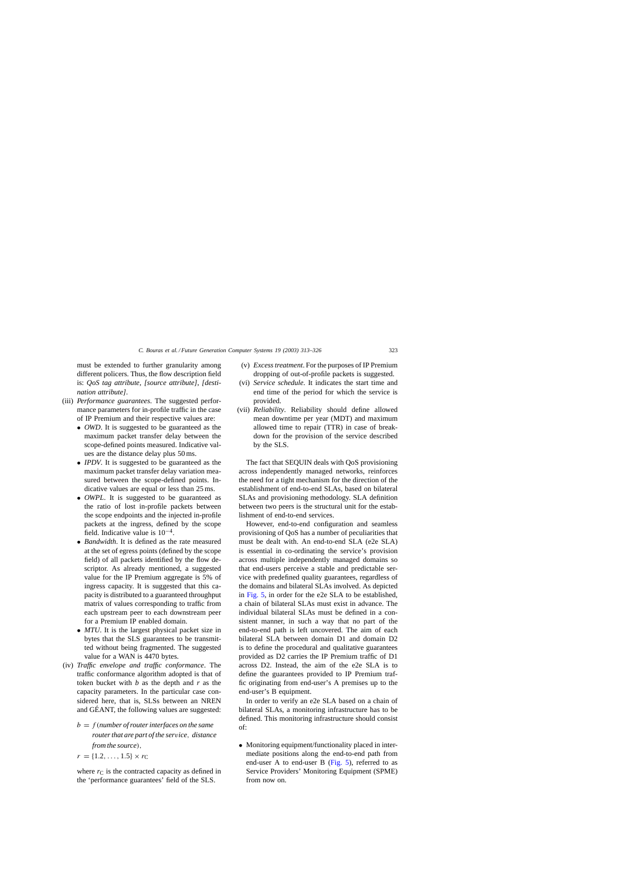must be extended to further granularity among different policers. Thus, the flow description field is: *QoS tag attribute, [source attribute], [destination attribute]*.

(iii) *Performance guarantees*. The suggested performance parameters for in-profile traffic in the case of IP Premium and their respective values are:
   - *OWD*. It is suggested to be guaranteed as the maximum packet transfer delay between the scope-defined points measured. Indicative values are the distance delay plus 50 ms.
   - *IPDV*. It is suggested to be guaranteed as the maximum packet transfer delay variation measured between the scope-defined points. Indicative values are equal or less than 25 ms.
   - *OWPL*. It is suggested to be guaranteed as the ratio of lost in-profile packets between the scope endpoints and the injected in-profile packets at the ingress, defined by the scope field. Indicative value is $10^{-4}$.
   - *Bandwidth*. It is defined as the rate measured at the set of egress points (defined by the scope field) of all packets identified by the flow descriptor. As already mentioned, a suggested value for the IP Premium aggregate is 5% of ingress capacity. It is suggested that this capacity is distributed to a guaranteed throughput matrix of values corresponding to traffic from each upstream peer to each downstream peer for a Premium IP enabled domain.
   - *MTU*. It is the largest physical packet size in bytes that the SLS guarantees to be transmitted without being fragmented. The suggested value for a WAN is 4470 bytes.

(iv) *Traffic envelope and traffic conformance*. The traffic conformance algorithm adopted is that of token bucket with $b$ as the depth and $r$ as the capacity parameters. In the particular case considered here, that is, SLSs between an NREN and GÉANT, the following values are suggested:

$$b = f(\textit{number of router interfaces on the same router that are part of the service, distance from the source}),$$

$$r = \{1.2, \ldots, 1.5\} \times r_{\mathrm{C}}$$

where $r_{\mathrm{C}}$ is the contracted capacity as defined in the 'performance guarantees' field of the SLS.

(v) *Excess treatment*. For the purposes of IP Premium dropping of out-of-profile packets is suggested.

(vi) *Service schedule*. It indicates the start time and end time of the period for which the service is provided.

(vii) *Reliability*. Reliability should define allowed mean downtime per year (MDT) and maximum allowed time to repair (TTR) in case of breakdown for the provision of the service described by the SLS.

The fact that SEQUIN deals with QoS provisioning across independently managed networks, reinforces the need for a tight mechanism for the direction of the establishment of end-to-end SLAs, based on bilateral SLAs and provisioning methodology. SLA definition between two peers is the structural unit for the establishment of end-to-end services.

However, end-to-end configuration and seamless provisioning of QoS has a number of peculiarities that must be dealt with. An end-to-end SLA (e2e SLA) is essential in co-ordinating the service's provision across multiple independently managed domains so that end-users perceive a stable and predictable service with predefined quality guarantees, regardless of the domains and bilateral SLAs involved. As depicted in Fig. 5, in order for the e2e SLA to be established, a chain of bilateral SLAs must exist in advance. The individual bilateral SLAs must be defined in a consistent manner, in such a way that no part of the end-to-end path is left uncovered. The aim of each bilateral SLA between domain D1 and domain D2 is to define the procedural and qualitative guarantees provided as D2 carries the IP Premium traffic of D1 across D2. Instead, the aim of the e2e SLA is to define the guarantees provided to IP Premium traffic originating from end-user's A premises up to the end-user's B equipment.

In order to verify an e2e SLA based on a chain of bilateral SLAs, a monitoring infrastructure has to be defined. This monitoring infrastructure should consist of:

- Monitoring equipment/functionality placed in intermediate positions along the end-to-end path from end-user A to end-user B (Fig. 5), referred to as Service Providers' Monitoring Equipment (SPME) from now on.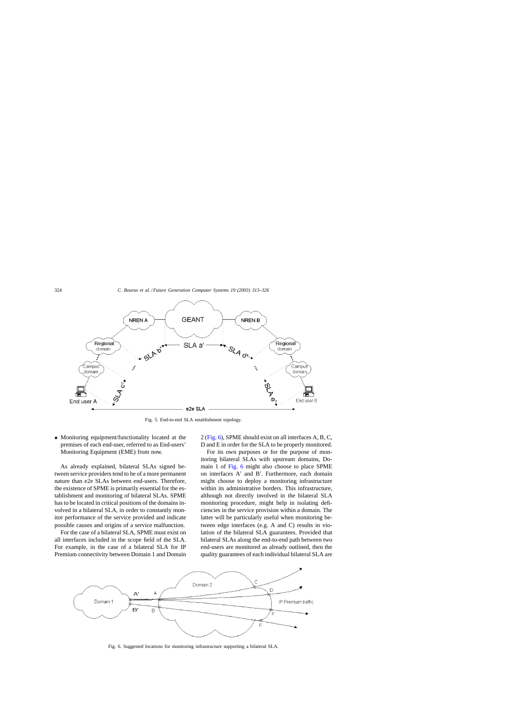Fig. 5. End-to-end SLA establishment topology.

- Monitoring equipment/functionality located at the premises of each end-user, referred to as End-users' Monitoring Equipment (EME) from now.

As already explained, bilateral SLAs signed between service providers tend to be of a more permanent nature than e2e SLAs between end-users. Therefore, the existence of SPME is primarily essential for the establishment and monitoring of bilateral SLAs. SPME has to be located in critical positions of the domains involved in a bilateral SLA, in order to constantly monitor performance of the service provided and indicate possible causes and origins of a service malfunction.

For the case of a bilateral SLA, SPME must exist on all interfaces included in the scope field of the SLA. For example, in the case of a bilateral SLA for IP Premium connectivity between Domain 1 and Domain 2 (Fig. 6), SPME should exist on all interfaces A, B, C, D and E in order for the SLA to be properly monitored.

For its own purposes or for the purpose of monitoring bilateral SLAs with upstream domains, Domain 1 of Fig. 6 might also choose to place SPME on interfaces A′ and B′. Furthermore, each domain might choose to deploy a monitoring infrastructure within its administrative borders. This infrastructure, although not directly involved in the bilateral SLA monitoring procedure, might help in isolating deficiencies in the service provision within a domain. The latter will be particularly useful when monitoring between edge interfaces (e.g. A and C) results in violation of the bilateral SLA guarantees. Provided that bilateral SLAs along the end-to-end path between two end-users are monitored as already outlined, then the quality guarantees of each individual bilateral SLA are

Fig. 6. Suggested locations for monitoring infrastructure supporting a bilateral SLA.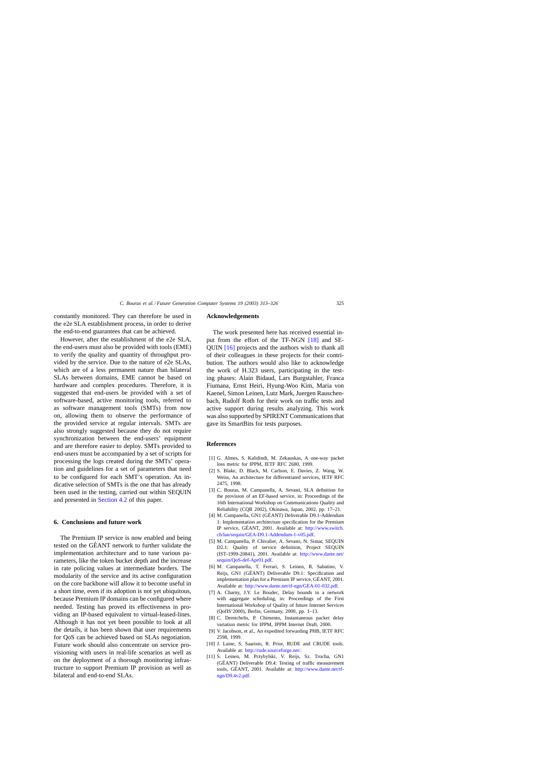constantly monitored. They can therefore be used in the e2e SLA establishment process, in order to derive the end-to-end guarantees that can be achieved.

However, after the establishment of the e2e SLA, the end-users must also be provided with tools (EME) to verify the quality and quantity of throughput provided by the service. Due to the nature of e2e SLAs, which are of a less permanent nature than bilateral SLAs between domains, EME cannot be based on hardware and complex procedures. Therefore, it is suggested that end-users be provided with a set of software-based, active monitoring tools, referred to as software management tools (SMTs) from now on, allowing them to observe the performance of the provided service at regular intervals. SMTs are also strongly suggested because they do not require synchronization between the end-users' equipment and are therefore easier to deploy. SMTs provided to end-users must be accompanied by a set of scripts for processing the logs created during the SMTs' operation and guidelines for a set of parameters that need to be configured for each SMT's operation. An indicative selection of SMTs is the one that has already been used in the testing, carried out within SEQUIN and presented in Section 4.2 of this paper.

## 6. Conclusions and future work

The Premium IP service is now enabled and being tested on the GÉANT network to further validate the implementation architecture and to tune various parameters, like the token bucket depth and the increase in rate policing values at intermediate borders. The modularity of the service and its active configuration on the core backbone will allow it to become useful in a short time, even if its adoption is not yet ubiquitous, because Premium IP domains can be configured where needed. Testing has proved its effectiveness in providing an IP-based equivalent to virtual-leased-lines. Although it has not yet been possible to look at all the details, it has been shown that user requirements for QoS can be achieved based on SLAs negotiation. Future work should also concentrate on service provisioning with users in real-life scenarios as well as on the deployment of a thorough monitoring infrastructure to support Premium IP provision as well as bilateral and end-to-end SLAs.

## Acknowledgements

The work presented here has received essential input from the effort of the TF-NGN [18] and SEQUIN [16] projects and the authors wish to thank all of their colleagues in these projects for their contribution. The authors would also like to acknowledge the work of H.323 users, participating in the testing phases: Alain Bidaud, Lars Burgstahler, Franca Fiumana, Ernst Heiri, Hyung-Woo Kim, Maria von Kaenel, Simon Leinen, Lutz Mark, Juergen Rauschenbach, Rudolf Roth for their work on traffic tests and active support during results analyzing. This work was also supported by SPIRENT Communications that gave its SmartBits for tests purposes.

## References

[1] G. Almes, S. Kalidindi, M. Zekauskas, A one-way packet loss metric for IPPM, IETF RFC 2680, 1999.

[2] S. Blake, D. Black, M. Carlson, E. Davies, Z. Wang, W. Weiss, An architecture for differentiated services, IETF RFC 2475, 1998.

[3] C. Bouras, M. Campanella, A. Sevasti, SLA definition for the provision of an EF-based service, in: Proceedings of the 16th International Workshop on Communications Quality and Reliability (CQR 2002), Okinawa, Japan, 2002, pp. 17–21.

[4] M. Campanella, GN1 (GÉANT) Deliverable D9.1-Addendum 1: Implementation architecture specification for the Premium IP service, GÉANT, 2001. Available at: http://www.switch.ch/lan/sequin/GEA-D9.1-Addendum-1-v05.pdf.

[5] M. Campanella, P. Chivalier, A. Sevasti, N. Simar, SEQUIN D2.1: Quality of service definition, Project SEQUIN (IST-1999-20841), 2001. Available at: http://www.dante.net/sequin/QoS-def-Apr01.pdf.

[6] M. Campanella, T. Ferrari, S. Leinen, R. Sabatino, V. Reijs, GN1 (GÉANT) Deliverable D9.1: Specification and implementation plan for a Premium IP service, GÉANT, 2001. Available at: http://www.dante.net/tf-ngn/GEA-01-032.pdf.

[7] A. Charny, J.Y. Le Boudec, Delay bounds in a network with aggregate scheduling, in: Proceedings of the First International Workshop of Quality of future Internet Services (QofIS'2000), Berlin, Germany, 2000, pp. 1–13.

[8] C. Demichelis, P. Chimento, Instantaneous packet delay variation metric for IPPM, IPPM Internet Draft, 2000.

[9] V. Jacobson, et al., An expedited forwarding PHB, IETF RFC 2598, 1999.

[10] J. Laine, S. Saaristo, R. Prior, RUDE and CRUDE tools. Available at: http://rude.sourceforge.net/.

[11] S. Leinen, M. Przybylski, V. Reijs, Sz. Trocha, GN1 (GÉANT) Deliverable D9.4: Testing of traffic measurement tools, GÉANT, 2001. Available at: http://www.dante.net/tf-ngn/D9.4v2.pdf.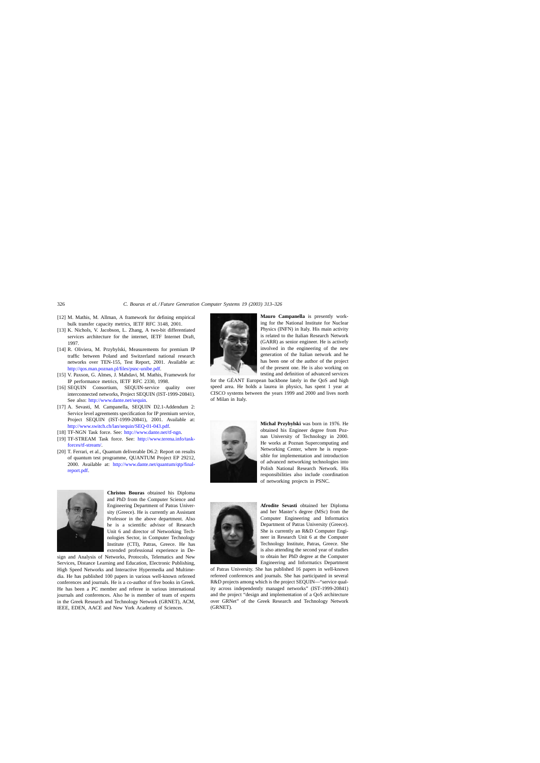[12] M. Mathis, M. Allman, A framework for defining empirical bulk transfer capacity metrics, IETF RFC 3148, 2001.

[13] K. Nichols, V. Jacobson, L. Zhang, A two-bit differentiated services architecture for the internet, IETF Internet Draft, 1997.

[14] R. Oliviera, M. Przybylski, Measurements for premium IP traffic between Poland and Switzerland national research networks over TEN-155, Test Report, 2001. Available at: http://qos.man.poznan.pl/files/psnc-unibe.pdf.

[15] V. Paxson, G. Almes, J. Mahdavi, M. Mathis, Framework for IP performance metrics, IETF RFC 2330, 1998.

[16] SEQUIN Consortium, SEQUIN-service quality over interconnected networks, Project SEQUIN (IST-1999-20841). See also: http://www.dante.net/sequin.

[17] A. Sevasti, M. Campanella, SEQUIN D2.1-Addendum 2: Service level agreements specification for IP premium service, Project SEQUIN (IST-1999-20841), 2001. Available at: http://www.switch.ch/lan/sequin/SEQ-01-043.pdf.

[18] TF-NGN Task force. See: http://www.dante.net/tf-ngn.

[19] TF-STREAM Task force. See: http://www.terena.info/task-forces/tf-stream/.

[20] T. Ferrari, et al., Quantum deliverable D6.2: Report on results of quantum test programme, QUANTUM Project EP 29212, 2000. Available at: http://www.dante.net/quantum/qtp/final-report.pdf.

**Christos Bouras** obtained his Diploma and PhD from the Computer Science and Engineering Department of Patras University (Greece). He is currently an Assistant Professor in the above department. Also he is a scientific advisor of Research Unit 6 and director of Networking Technologies Sector, in Computer Technology Institute (CTI), Patras, Greece. He has extended professional experience in Design and Analysis of Networks, Protocols, Telematics and New Services, Distance Learning and Education, Electronic Publishing, High Speed Networks and Interactive Hypermedia and Multimedia. He has published 100 papers in various well-known refereed conferences and journals. He is a co-author of five books in Greek. He has been a PC member and referee in various international journals and conferences. Also he is member of team of experts in the Greek Research and Technology Network (GRNET), ACM, IEEE, EDEN, AACE and New York Academy of Sciences.

**Mauro Campanella** is presently working for the National Institute for Nuclear Physics (INFN) in Italy. His main activity is related to the Italian Research Network (GARR) as senior engineer. He is actively involved in the engineering of the new generation of the Italian network and he has been one of the author of the project of the present one. He is also working on testing and definition of advanced services for the GÉANT European backbone lately in the QoS and high speed area. He holds a laurea in physics, has spent 1 year at CISCO systems between the years 1999 and 2000 and lives north of Milan in Italy.

**Michal Przybylski** was born in 1976. He obtained his Engineer degree from Poznan University of Technology in 2000. He works at Poznan Supercomputing and Networking Center, where he is responsible for implementation and introduction of advanced networking technologies into Polish National Research Network. His responsibilities also include coordination of networking projects in PSNC.

**Afrodite Sevasti** obtained her Diploma and her Master's degree (MSc) from the Computer Engineering and Informatics Department of Patras University (Greece). She is currently an R&D Computer Engineer in Research Unit 6 at the Computer Technology Institute, Patras, Greece. She is also attending the second year of studies to obtain her PhD degree at the Computer Engineering and Informatics Department of Patras University. She has published 16 papers in well-known refereed conferences and journals. She has participated in several R&D projects among which is the project SEQUIN—"service quality across independently managed networks" (IST-1999-20841) and the project "design and implementation of a QoS architecture over GRNet" of the Greek Research and Technology Network (GRNET).